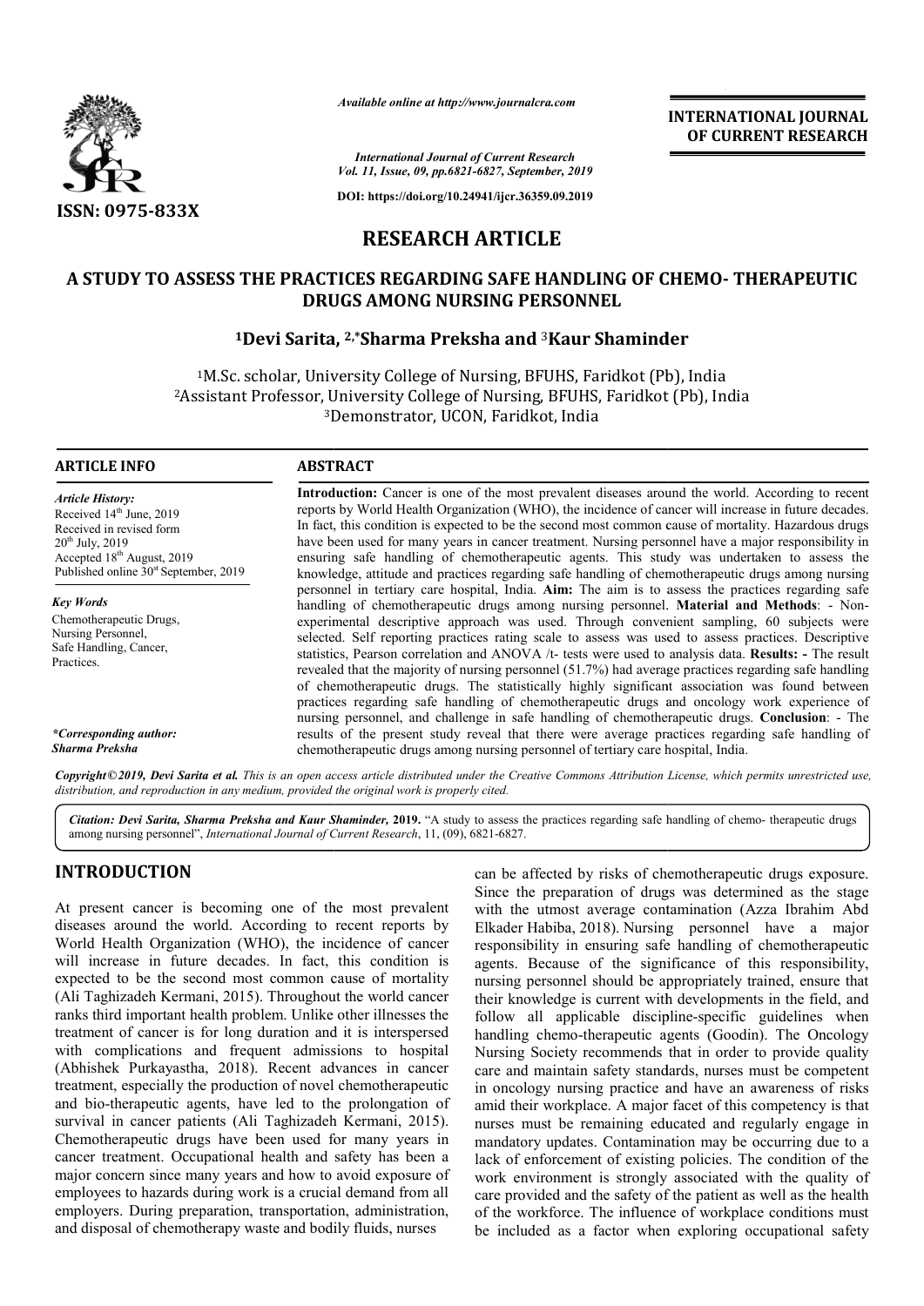*Available online at http://www.journalcra.com*

*International Journal of Current Research*
*Vol. 11, Issue, 09, pp.6821-6827, September, 2019*

**DOI: https://doi.org/10.24941/ijcr.36359.09.2019**

**INTERNATIONAL JOURNAL OF CURRENT RESEARCH**

**ISSN: 0975-833X**

# RESEARCH ARTICLE

# A STUDY TO ASSESS THE PRACTICES REGARDING SAFE HANDLING OF CHEMO- THERAPEUTIC DRUGS AMONG NURSING PERSONNEL

**[1]Devi Sarita, [2,*]Sharma Preksha and [3]Kaur Shaminder**

[1]M.Sc. scholar, University College of Nursing, BFUHS, Faridkot (Pb), India
[2]Assistant Professor, University College of Nursing, BFUHS, Faridkot (Pb), India
[3]Demonstrator, UCON, Faridkot, India

**ARTICLE INFO**

*Article History:*
Received 14[th] June, 2019
Received in revised form
20[th] July, 2019
Accepted 18[th] August, 2019
Published online 30[st] September, 2019

*Key Words*
Chemotherapeutic Drugs,
Nursing Personnel,
Safe Handling, Cancer,
Practices.

**\*Corresponding author:**
**Sharma Preksha**

**ABSTRACT**

**Introduction:** Cancer is one of the most prevalent diseases around the world. According to recent reports by World Health Organization (WHO), the incidence of cancer will increase in future decades. In fact, this condition is expected to be the second most common cause of mortality. Hazardous drugs have been used for many years in cancer treatment. Nursing personnel have a major responsibility in ensuring safe handling of chemotherapeutic agents. This study was undertaken to assess the knowledge, attitude and practices regarding safe handling of chemotherapeutic drugs among nursing personnel in tertiary care hospital, India. **Aim:** The aim is to assess the practices regarding safe handling of chemotherapeutic drugs among nursing personnel. **Material and Methods**: - Non-experimental descriptive approach was used. Through convenient sampling, 60 subjects were selected. Self reporting practices rating scale to assess was used to assess practices. Descriptive statistics, Pearson correlation and ANOVA /t- tests were used to analysis data. **Results: -** The result revealed that the majority of nursing personnel (51.7%) had average practices regarding safe handling of chemotherapeutic drugs. The statistically highly significant association was found between practices regarding safe handling of chemotherapeutic drugs and oncology work experience of nursing personnel, and challenge in safe handling of chemotherapeutic drugs. **Conclusion**: - The results of the present study reveal that there were average practices regarding safe handling of chemotherapeutic drugs among nursing personnel of tertiary care hospital, India.

***Copyright©2019, Devi Sarita et al.** This is an open access article distributed under the Creative Commons Attribution License, which permits unrestricted use, distribution, and reproduction in any medium, provided the original work is properly cited.*

***Citation: Devi Sarita, Sharma Preksha and Kaur Shaminder,* 2019.** "A study to assess the practices regarding safe handling of chemo- therapeutic drugs among nursing personnel", *International Journal of Current Research*, 11, (09), 6821-6827.

## INTRODUCTION

At present cancer is becoming one of the most prevalent diseases around the world. According to recent reports by World Health Organization (WHO), the incidence of cancer will increase in future decades. In fact, this condition is expected to be the second most common cause of mortality (Ali Taghizadeh Kermani, 2015). Throughout the world cancer ranks third important health problem. Unlike other illnesses the treatment of cancer is for long duration and it is interspersed with complications and frequent admissions to hospital (Abhishek Purkayastha, 2018). Recent advances in cancer treatment, especially the production of novel chemotherapeutic and bio-therapeutic agents, have led to the prolongation of survival in cancer patients (Ali Taghizadeh Kermani, 2015). Chemotherapeutic drugs have been used for many years in cancer treatment. Occupational health and safety has been a major concern since many years and how to avoid exposure of employees to hazards during work is a crucial demand from all employers. During preparation, transportation, administration, and disposal of chemotherapy waste and bodily fluids, nurses can be affected by risks of chemotherapeutic drugs exposure. Since the preparation of drugs was determined as the stage with the utmost average contamination (Azza Ibrahim Abd Elkader Habiba, 2018). Nursing personnel have a major responsibility in ensuring safe handling of chemotherapeutic agents. Because of the significance of this responsibility, nursing personnel should be appropriately trained, ensure that their knowledge is current with developments in the field, and follow all applicable discipline-specific guidelines when handling chemo-therapeutic agents (Goodin). The Oncology Nursing Society recommends that in order to provide quality care and maintain safety standards, nurses must be competent in oncology nursing practice and have an awareness of risks amid their workplace. A major facet of this competency is that nurses must be remaining educated and regularly engage in mandatory updates. Contamination may be occurring due to a lack of enforcement of existing policies. The condition of the work environment is strongly associated with the quality of care provided and the safety of the patient as well as the health of the workforce. The influence of workplace conditions must be included as a factor when exploring occupational safety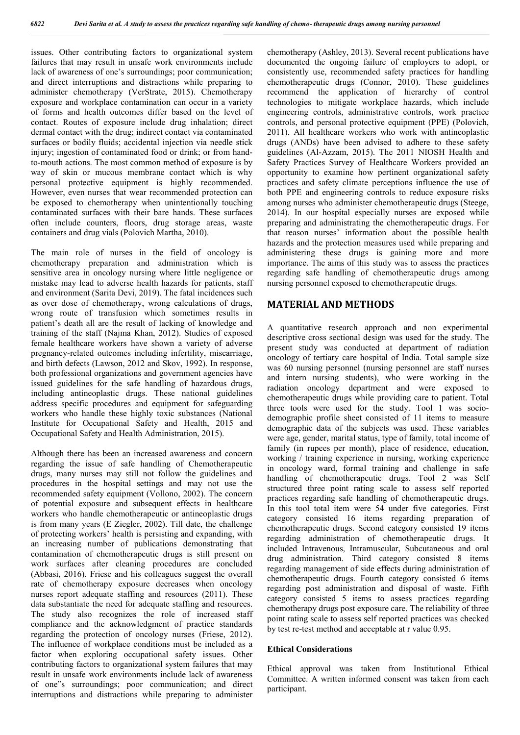issues. Other contributing factors to organizational system failures that may result in unsafe work environments include lack of awareness of one's surroundings; poor communication; and direct interruptions and distractions while preparing to administer chemotherapy (VerStrate, 2015). Chemotherapy exposure and workplace contamination can occur in a variety of forms and health outcomes differ based on the level of contact. Routes of exposure include drug inhalation; direct dermal contact with the drug; indirect contact via contaminated surfaces or bodily fluids; accidental injection via needle stick injury; ingestion of contaminated food or drink; or from hand-to-mouth actions. The most common method of exposure is by way of skin or mucous membrane contact which is why personal protective equipment is highly recommended. However, even nurses that wear recommended protection can be exposed to chemotherapy when unintentionally touching contaminated surfaces with their bare hands. These surfaces often include counters, floors, drug storage areas, waste containers and drug vials (Polovich Martha, 2010).

The main role of nurses in the field of oncology is chemotherapy preparation and administration which is sensitive area in oncology nursing where little negligence or mistake may lead to adverse health hazards for patients, staff and environment (Sarita Devi, 2019). The fatal incidences such as over dose of chemotherapy, wrong calculations of drugs, wrong route of transfusion which sometimes results in patient's death all are the result of lacking of knowledge and training of the staff (Najma Khan, 2012). Studies of exposed female healthcare workers have shown a variety of adverse pregnancy-related outcomes including infertility, miscarriage, and birth defects (Lawson, 2012 and Skov, 1992). In response, both professional organizations and government agencies have issued guidelines for the safe handling of hazardous drugs, including antineoplastic drugs. These national guidelines address specific procedures and equipment for safeguarding workers who handle these highly toxic substances (National Institute for Occupational Safety and Health, 2015 and Occupational Safety and Health Administration, 2015).

Although there has been an increased awareness and concern regarding the issue of safe handling of Chemotherapeutic drugs, many nurses may still not follow the guidelines and procedures in the hospital settings and may not use the recommended safety equipment (Vollono, 2002). The concern of potential exposure and subsequent effects in healthcare workers who handle chemotherapeutic or antineoplastic drugs is from many years (E Ziegler, 2002). Till date, the challenge of protecting workers' health is persisting and expanding, with an increasing number of publications demonstrating that contamination of chemotherapeutic drugs is still present on work surfaces after cleaning procedures are concluded (Abbasi, 2016). Friese and his colleagues suggest the overall rate of chemotherapy exposure decreases when oncology nurses report adequate staffing and resources (2011). These data substantiate the need for adequate staffing and resources. The study also recognizes the role of increased staff compliance and the acknowledgment of practice standards regarding the protection of oncology nurses (Friese, 2012). The influence of workplace conditions must be included as a factor when exploring occupational safety issues. Other contributing factors to organizational system failures that may result in unsafe work environments include lack of awareness of one"s surroundings; poor communication; and direct interruptions and distractions while preparing to administer chemotherapy (Ashley, 2013). Several recent publications have documented the ongoing failure of employers to adopt, or consistently use, recommended safety practices for handling chemotherapeutic drugs (Connor, 2010). These guidelines recommend the application of hierarchy of control technologies to mitigate workplace hazards, which include engineering controls, administrative controls, work practice controls, and personal protective equipment (PPE) (Polovich, 2011). All healthcare workers who work with antineoplastic drugs (ANDs) have been advised to adhere to these safety guidelines (Al-Azzam, 2015). The 2011 NIOSH Health and Safety Practices Survey of Healthcare Workers provided an opportunity to examine how pertinent organizational safety practices and safety climate perceptions influence the use of both PPE and engineering controls to reduce exposure risks among nurses who administer chemotherapeutic drugs (Steege, 2014). In our hospital especially nurses are exposed while preparing and administrating the chemotherapeutic drugs. For that reason nurses' information about the possible health hazards and the protection measures used while preparing and administering these drugs is gaining more and more importance. The aims of this study was to assess the practices regarding safe handling of chemotherapeutic drugs among nursing personnel exposed to chemotherapeutic drugs.

## MATERIAL AND METHODS

A quantitative research approach and non experimental descriptive cross sectional design was used for the study. The present study was conducted at department of radiation oncology of tertiary care hospital of India. Total sample size was 60 nursing personnel (nursing personnel are staff nurses and intern nursing students), who were working in the radiation oncology department and were exposed to chemotherapeutic drugs while providing care to patient. Total three tools were used for the study. Tool 1 was socio-demographic profile sheet consisted of 11 items to measure demographic data of the subjects was used. These variables were age, gender, marital status, type of family, total income of family (in rupees per month), place of residence, education, working / training experience in nursing, working experience in oncology ward, formal training and challenge in safe handling of chemotherapeutic drugs. Tool 2 was Self structured three point rating scale to assess self reported practices regarding safe handling of chemotherapeutic drugs. In this tool total item were 54 under five categories. First category consisted 16 items regarding preparation of chemotherapeutic drugs. Second category consisted 19 items regarding administration of chemotherapeutic drugs. It included Intravenous, Intramuscular, Subcutaneous and oral drug administration. Third category consisted 8 items regarding management of side effects during administration of chemotherapeutic drugs. Fourth category consisted 6 items regarding post administration and disposal of waste. Fifth category consisted 5 items to assess practices regarding chemotherapy drugs post exposure care. The reliability of three point rating scale to assess self reported practices was checked by test re-test method and acceptable at r value 0.95.

### Ethical Considerations

Ethical approval was taken from Institutional Ethical Committee. A written informed consent was taken from each participant.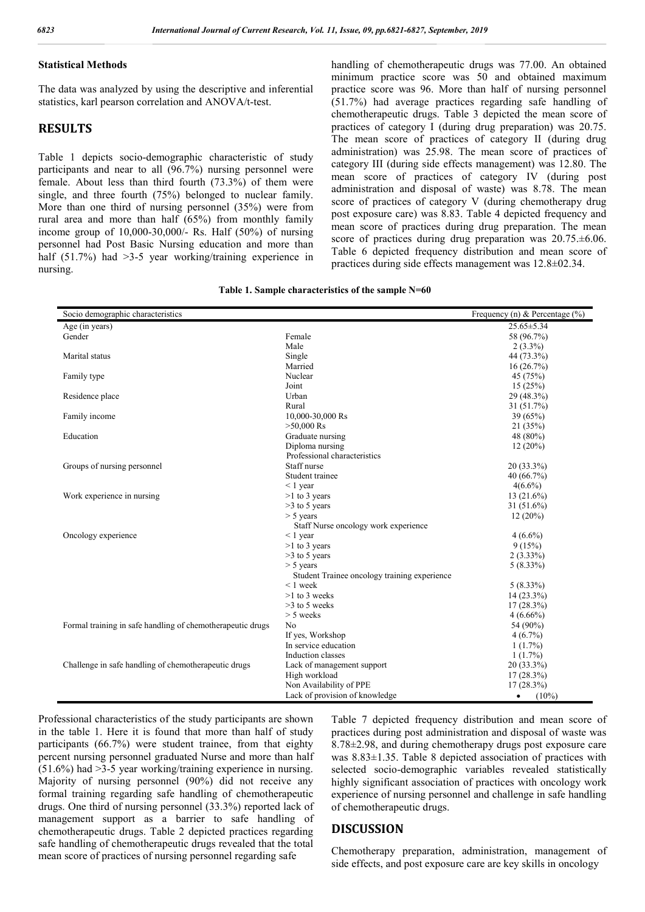### Statistical Methods

The data was analyzed by using the descriptive and inferential statistics, karl pearson correlation and ANOVA/t-test.

## RESULTS

Table 1 depicts socio-demographic characteristic of study participants and near to all (96.7%) nursing personnel were female. About less than third fourth (73.3%) of them were single, and three fourth (75%) belonged to nuclear family. More than one third of nursing personnel (35%) were from rural area and more than half (65%) from monthly family income group of 10,000-30,000/- Rs. Half (50%) of nursing personnel had Post Basic Nursing education and more than half (51.7%) had >3-5 year working/training experience in nursing.

**Table 1. Sample characteristics of the sample N=60**

| Socio demographic characteristics | | Frequency (n) & Percentage (%) |
|---|---|---|
| Age (in years) | | 25.65±5.34 |
| Gender | Female | 58 (96.7%) |
| | Male | 2 (3.3%) |
| Marital status | Single | 44 (73.3%) |
| | Married | 16 (26.7%) |
| Family type | Nuclear | 45 (75%) |
| | Joint | 15 (25%) |
| Residence place | Urban | 29 (48.3%) |
| | Rural | 31 (51.7%) |
| Family income | 10,000-30,000 Rs | 39 (65%) |
| | >50,000 Rs | 21 (35%) |
| Education | Graduate nursing | 48 (80%) |
| | Diploma nursing | 12 (20%) |
| | Professional characteristics | |
| Groups of nursing personnel | Staff nurse | 20 (33.3%) |
| | Student trainee | 40 (66.7%) |
| | < 1 year | 4(6.6%) |
| Work experience in nursing | >1 to 3 years | 13 (21.6%) |
| | >3 to 5 years | 31 (51.6%) |
| | > 5 years | 12 (20%) |
| | Staff Nurse oncology work experience | |
| Oncology experience | < 1 year | 4 (6.6%) |
| | >1 to 3 years | 9 (15%) |
| | >3 to 5 years | 2 (3.33%) |
| | > 5 years | 5 (8.33%) |
| | Student Trainee oncology training experience | |
| | < 1 week | 5 (8.33%) |
| | >1 to 3 weeks | 14 (23.3%) |
| | >3 to 5 weeks | 17 (28.3%) |
| | > 5 weeks | 4 (6.66%) |
| Formal training in safe handling of chemotherapeutic drugs | No | 54 (90%) |
| | If yes, Workshop | 4 (6.7%) |
| | In service education | 1 (1.7%) |
| | Induction classes | 1 (1.7%) |
| Challenge in safe handling of chemotherapeutic drugs | Lack of management support | 20 (33.3%) |
| | High workload | 17 (28.3%) |
| | Non Availability of PPE | 17 (28.3%) |
| | Lack of provision of knowledge | • (10%) |

Professional characteristics of the study participants are shown in the table 1. Here it is found that more than half of study participants (66.7%) were student trainee, from that eighty percent nursing personnel graduated Nurse and more than half (51.6%) had >3-5 year working/training experience in nursing. Majority of nursing personnel (90%) did not receive any formal training regarding safe handling of chemotherapeutic drugs. One third of nursing personnel (33.3%) reported lack of management support as a barrier to safe handling of chemotherapeutic drugs. Table 2 depicted practices regarding safe handling of chemotherapeutic drugs revealed that the total mean score of practices of nursing personnel regarding safe handling of chemotherapeutic drugs was 77.00. An obtained minimum practice score was 50 and obtained maximum practice score was 96. More than half of nursing personnel (51.7%) had average practices regarding safe handling of chemotherapeutic drugs. Table 3 depicted the mean score of practices of category I (during drug preparation) was 20.75. The mean score of practices of category II (during drug administration) was 25.98. The mean score of practices of category III (during side effects management) was 12.80. The mean score of practices of category IV (during post administration and disposal of waste) was 8.78. The mean score of practices of category V (during chemotherapy drug post exposure care) was 8.83. Table 4 depicted frequency and mean score of practices during drug preparation. The mean score of practices during drug preparation was 20.75.±6.06. Table 6 depicted frequency distribution and mean score of practices during side effects management was 12.8±02.34.

Table 7 depicted frequency distribution and mean score of practices during post administration and disposal of waste was 8.78±2.98, and during chemotherapy drugs post exposure care was 8.83±1.35. Table 8 depicted association of practices with selected socio-demographic variables revealed statistically highly significant association of practices with oncology work experience of nursing personnel and challenge in safe handling of chemotherapeutic drugs.

## DISCUSSION

Chemotherapy preparation, administration, management of side effects, and post exposure care are key skills in oncology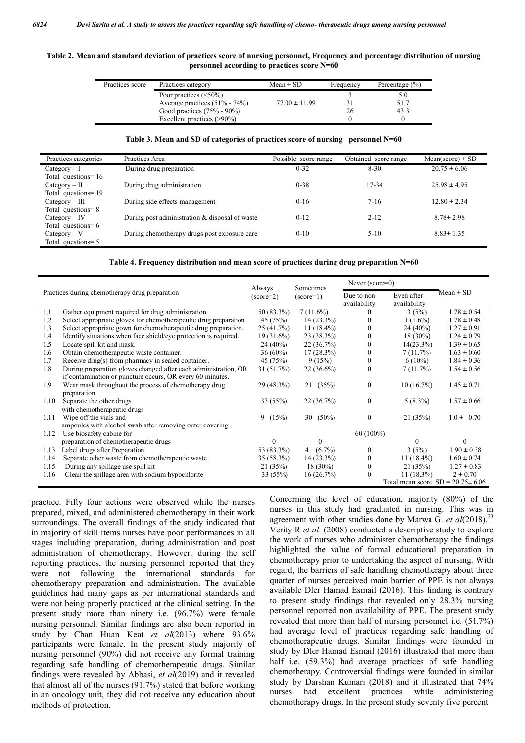**Table 2. Mean and standard deviation of practices score of nursing personnel, Frequency and percentage distribution of nursing personnel according to practices score N=60**

| Practices score | Practices category | Mean ± SD | Frequency | Percentage (%) |
|---|---|---|---|---|
| | Poor practices (<50%) | | 3 | 5.0 |
| | Average practices (51% - 74%) | 77.00 ± 11.99 | 31 | 51.7 |
| | Good practices (75% - 90%) | | 26 | 43.3 |
| | Excellent practices (>90%) | | 0 | 0 |

**Table 3. Mean and SD of categories of practices score of nursing personnel N=60**

| Practices categories | Practices Area | Possible score range | Obtained score range | Mean(score) ± SD |
|---|---|---|---|---|
| Category – I Total questions= 16 | During drug preparation | 0-32 | 8-30 | 20.75 ± 6.06 |
| Category – II Total questions= 19 | During drug administration | 0-38 | 17-34 | 25.98 ± 4.95 |
| Category – III Total questions= 8 | During side effects management | 0-16 | 7-16 | 12.80 ± 2.34 |
| Category – IV Total questions= 6 | During post administration & disposal of waste | 0-12 | 2-12 | 8.78± 2.98 |
| Category – V Total questions= 5 | During chemotherapy drugs post exposure care | 0-10 | 5-10 | 8.83± 1.35 |

**Table 4. Frequency distribution and mean score of practices during drug preparation N=60**

| | Practices during chemotherapy drug preparation | Always (score=2) | Sometimes (score=1) | Never (score=0) | | Mean ± SD |
|---|---|---|---|---|---|---|
| | | | | Due to non availability | Even after availability | |
| 1.1 | Gather equipment required for drug administration. | 50 (83.3%) | 7 (11.6%) | 0 | 3 (5%) | 1.78 ± 0.54 |
| 1.2 | Select appropriate gloves for chemotherapeutic drug preparation | 45 (75%) | 14 (23.3%) | 0 | 1 (1.6%) | 1.78 ± 0.48 |
| 1.3 | Select appropriate gown for chemotherapeutic drug preparation. | 25 (41.7%) | 11 (18.4%) | 0 | 24 (40%) | 1.27 ± 0.91 |
| 1.4 | Identify situations when face shield/eye protection is required. | 19 (31.6%) | 23 (38.3%) | 0 | 18 (30%) | 1.24 ± 0.79 |
| 1.5 | Locate spill kit and mask. | 24 (40%) | 22 (36.7%) | 0 | 14(23.3%) | 1.39 ± 0.65 |
| 1.6 | Obtain chemotherapeutic waste container. | 36 (60%) | 17 (28.3%) | 0 | 7 (11.7%) | 1.63 ± 0.60 |
| 1.7 | Receive drug(s) from pharmacy in sealed container. | 45 (75%) | 9 (15%) | 0 | 6 (10%) | 1.84 ± 0.36 |
| 1.8 | During preparation gloves changed after each administration, OR if contamination or puncture occurs, OR every 60 minutes. | 31 (51.7%) | 22 (36.6%) | 0 | 7 (11.7%) | 1.54 ± 0.56 |
| 1.9 | Wear mask throughout the process of chemotherapy drug preparation | 29 (48.3%) | 21 (35%) | 0 | 10 (16.7%) | 1.45 ± 0.71 |
| 1.10 | Separate the other drugs with chemotherapeutic drugs | 33 (55%) | 22 (36.7%) | 0 | 5 (8.3%) | 1.57 ± 0.66 |
| 1.11 | Wipe off the vials and ampoules with alcohol swab after removing outer covering | 9 (15%) | 30 (50%) | 0 | 21 (35%) | 1.0 ± 0.70 |
| 1.12 | Use biosafety cabine for preparation of chemotherapeutic drugs | 0 | 0 | 60 (100%) | 0 | 0 |
| 1.13 | Label drugs after Preparation | 53 (88.3%) | 4 (6.7%) | 0 | 3 (5%) | 1.90 ± 0.38 |
| 1.14 | Separate other waste from chemotherapeutic waste | 35 (58.3%) | 14 (23.3%) | 0 | 11 (18.4%) | 1.60 ± 0.74 |
| 1.15 | During any spillage use spill kit | 21 (35%) | 18 (30%) | 0 | 21 (35%) | 1.27 ± 0.83 |
| 1.16 | Clean the spillage area with sodium hypochlorite | 33 (55%) | 16 (26.7%) | 0 | 11 (18.3%) | 2 ± 0.70 |
| | | | | | Total mean score SD = 20.75± 6.06 | |

practice. Fifty four actions were observed while the nurses prepared, mixed, and administered chemotherapy in their work surroundings. The overall findings of the study indicated that in majority of skill items nurses have poor performances in all stages including preparation, during administration and post administration of chemotherapy. However, during the self reporting practices, the nursing personnel reported that they were not following the international standards for chemotherapy preparation and administration. The available guidelines had many gaps as per international standards and were not being properly practiced at the clinical setting. In the present study more than ninety i.e. (96.7%) were female nursing personnel. Similar findings are also been reported in study by Chan Huan Keat *et al*(2013) where 93.6% participants were female. In the present study majority of nursing personnel (90%) did not receive any formal training regarding safe handling of chemotherapeutic drugs. Similar findings were revealed by Abbasi, *et al*(2019) and it revealed that almost all of the nurses (91.7%) stated that before working in an oncology unit, they did not receive any education about methods of protection.

Concerning the level of education, majority (80%) of the nurses in this study had graduated in nursing. This was in agreement with other studies done by Marwa G. *et al*(2018).[23] Verity R *et al*. (2008) conducted a descriptive study to explore the work of nurses who administer chemotherapy the findings highlighted the value of formal educational preparation in chemotherapy prior to undertaking the aspect of nursing. With regard, the barriers of safe handling chemotherapy about three quarter of nurses perceived main barrier of PPE is not always available Dler Hamad Esmail (2016). This finding is contrary to present study findings that revealed only 28.3% nursing personnel reported non availability of PPE. The present study revealed that more than half of nursing personnel i.e. (51.7%) had average level of practices regarding safe handling of chemotherapeutic drugs. Similar findings were founded in study by Dler Hamad Esmail (2016) illustrated that more than half i.e. (59.3%) had average practices of safe handling chemotherapy. Controversial findings were founded in similar study by Darshan Kumari (2018) and it illustrated that 74% nurses had excellent practices while administering chemotherapy drugs. In the present study seventy five percent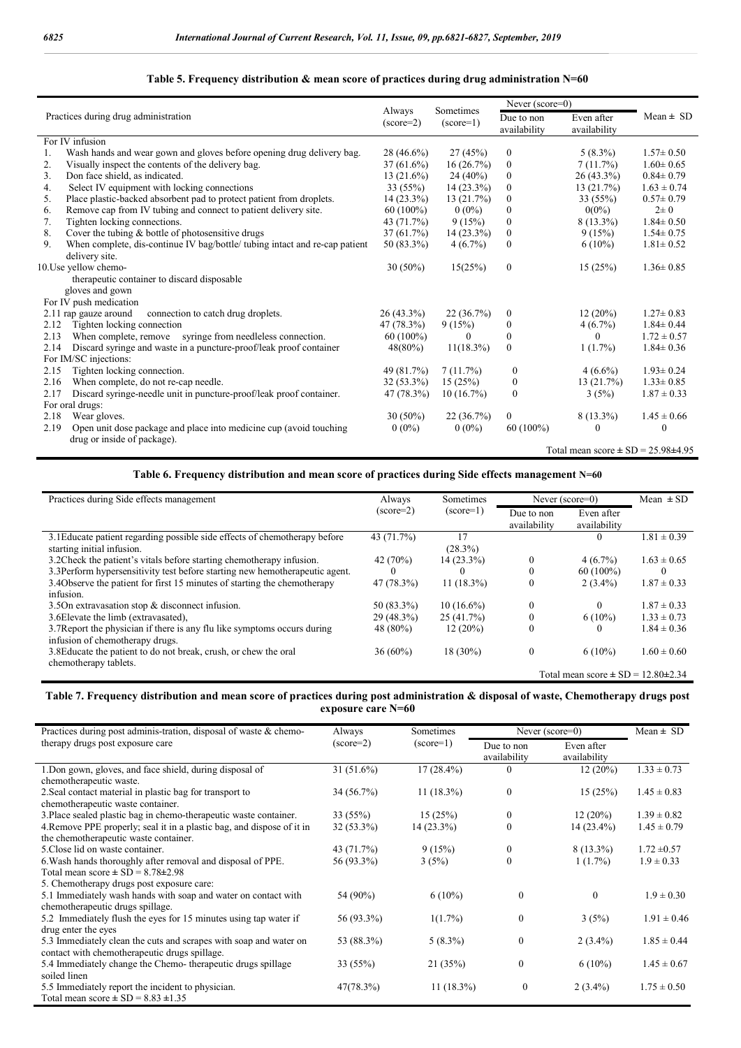**Table 5. Frequency distribution & mean score of practices during drug administration N=60**

| Practices during drug administration | Always (score=2) | Sometimes (score=1) | Never (score=0) | | Mean ± SD |
|---|---|---|---|---|---|
| | | | Due to non availability | Even after availability | |
| For IV infusion | | | | | |
| 1. Wash hands and wear gown and gloves before opening drug delivery bag. | 28 (46.6%) | 27 (45%) | 0 | 5 (8.3%) | 1.57± 0.50 |
| 2. Visually inspect the contents of the delivery bag. | 37 (61.6%) | 16 (26.7%) | 0 | 7 (11.7%) | 1.60± 0.65 |
| 3. Don face shield, as indicated. | 13 (21.6%) | 24 (40%) | 0 | 26 (43.3%) | 0.84± 0.79 |
| 4. Select IV equipment with locking connections | 33 (55%) | 14 (23.3%) | 0 | 13 (21.7%) | 1.63 ± 0.74 |
| 5. Place plastic-backed absorbent pad to protect patient from droplets. | 14 (23.3%) | 13 (21.7%) | 0 | 33 (55%) | 0.57± 0.79 |
| 6. Remove cap from IV tubing and connect to patient delivery site. | 60 (100%) | 0 (0%) | 0 | 0(0%) | 2± 0 |
| 7. Tighten locking connections. | 43 (71.7%) | 9 (15%) | 0 | 8 (13.3%) | 1.84± 0.50 |
| 8. Cover the tubing & bottle of photosensitive drugs | 37 (61.7%) | 14 (23.3%) | 0 | 9 (15%) | 1.54± 0.75 |
| 9. When complete, dis-continue IV bag/bottle/ tubing intact and re-cap patient delivery site. | 50 (83.3%) | 4 (6.7%) | 0 | 6 (10%) | 1.81± 0.52 |
| 10.Use yellow chemo-therapeutic container to discard disposable gloves and gown | 30 (50%) | 15(25%) | 0 | 15 (25%) | 1.36± 0.85 |
| For IV push medication | | | | | |
| 2.11 rap gauze around connection to catch drug droplets. | 26 (43.3%) | 22 (36.7%) | 0 | 12 (20%) | 1.27± 0.83 |
| 2.12 Tighten locking connection | 47 (78.3%) | 9 (15%) | 0 | 4 (6.7%) | 1.84± 0.44 |
| 2.13 When complete, remove syringe from needleless connection. | 60 (100%) | 0 | 0 | 0 | 1.72 ± 0.57 |
| 2.14 Discard syringe and waste in a puncture-proof/leak proof container | 48(80%) | 11(18.3%) | 0 | 1 (1.7%) | 1.84± 0.36 |
| For IM/SC injections: | | | | | |
| 2.15 Tighten locking connection. | 49 (81.7%) | 7 (11.7%) | 0 | 4 (6.6%) | 1.93± 0.24 |
| 2.16 When complete, do not re-cap needle. | 32 (53.3%) | 15 (25%) | 0 | 13 (21.7%) | 1.33± 0.85 |
| 2.17 Discard syringe-needle unit in puncture-proof/leak proof container. | 47 (78.3%) | 10 (16.7%) | 0 | 3 (5%) | 1.87 ± 0.33 |
| For oral drugs: | | | | | |
| 2.18 Wear gloves. | 30 (50%) | 22 (36.7%) | 0 | 8 (13.3%) | 1.45 ± 0.66 |
| 2.19 Open unit dose package and place into medicine cup (avoid touching drug or inside of package). | 0 (0%) | 0 (0%) | 60 (100%) | 0 | 0 |
| | | | | | Total mean score ± SD = 25.98±4.95 |

**Table 6. Frequency distribution and mean score of practices during Side effects management N=60**

| Practices during Side effects management | Always (score=2) | Sometimes (score=1) | Never (score=0) | | Mean ± SD |
|---|---|---|---|---|---|
| | | | Due to non availability | Even after availability | |
| 3.1Educate patient regarding possible side effects of chemotherapy before starting initial infusion. | 43 (71.7%) | 17 (28.3%) | | 0 | 1.81 ± 0.39 |
| 3.2Check the patient's vitals before starting chemotherapy infusion. | 42 (70%) | 14 (23.3%) | 0 | 4 (6.7%) | 1.63 ± 0.65 |
| 3.3Perform hypersensitivity test before starting new hemotherapeutic agent. | 0 | 0 | 0 | 60 (100%) | 0 |
| 3.4Observe the patient for first 15 minutes of starting the chemotherapy infusion. | 47 (78.3%) | 11 (18.3%) | 0 | 2 (3.4%) | 1.87 ± 0.33 |
| 3.5On extravasation stop & disconnect infusion. | 50 (83.3%) | 10 (16.6%) | 0 | 0 | 1.87 ± 0.33 |
| 3.6Elevate the limb (extravasated), | 29 (48.3%) | 25 (41.7%) | 0 | 6 (10%) | 1.33 ± 0.73 |
| 3.7Report the physician if there is any flu like symptoms occurs during infusion of chemotherapy drugs. | 48 (80%) | 12 (20%) | 0 | 0 | 1.84 ± 0.36 |
| 3.8Educate the patient to do not break, crush, or chew the oral chemotherapy tablets. | 36 (60%) | 18 (30%) | 0 | 6 (10%) | 1.60 ± 0.60 |
| | | | | | Total mean score ± SD = 12.80±2.34 |

**Table 7. Frequency distribution and mean score of practices during post administration & disposal of waste, Chemotherapy drugs post exposure care N=60**

| Practices during post adminis-tration, disposal of waste & chemo-therapy drugs post exposure care | Always (score=2) | Sometimes (score=1) | Never (score=0) | | Mean ± SD |
|---|---|---|---|---|---|
| | | | Due to non availability | Even after availability | |
| 1.Don gown, gloves, and face shield, during disposal of chemotherapeutic waste. | 31 (51.6%) | 17 (28.4%) | 0 | 12 (20%) | 1.33 ± 0.73 |
| 2.Seal contact material in plastic bag for transport to chemotherapeutic waste container. | 34 (56.7%) | 11 (18.3%) | 0 | 15 (25%) | 1.45 ± 0.83 |
| 3.Place sealed plastic bag in chemo-therapeutic waste container. | 33 (55%) | 15 (25%) | 0 | 12 (20%) | 1.39 ± 0.82 |
| 4.Remove PPE properly; seal it in a plastic bag, and dispose of it in the chemotherapeutic waste container. | 32 (53.3%) | 14 (23.3%) | 0 | 14 (23.4%) | 1.45 ± 0.79 |
| 5.Close lid on waste container. | 43 (71.7%) | 9 (15%) | 0 | 8 (13.3%) | 1.72 ±0.57 |
| 6.Wash hands thoroughly after removal and disposal of PPE. | 56 (93.3%) | 3 (5%) | 0 | 1 (1.7%) | 1.9 ± 0.33 |
| Total mean score ± SD = 8.78±2.98 | | | | | |
| 5. Chemotherapy drugs post exposure care: | | | | | |
| 5.1 Immediately wash hands with soap and water on contact with chemotherapeutic drugs spillage. | 54 (90%) | 6 (10%) | 0 | 0 | 1.9 ± 0.30 |
| 5.2 Immediately flush the eyes for 15 minutes using tap water if drug enter the eyes | 56 (93.3%) | 1(1.7%) | 0 | 3 (5%) | 1.91 ± 0.46 |
| 5.3 Immediately clean the cuts and scrapes with soap and water on contact with chemotherapeutic drugs spillage. | 53 (88.3%) | 5 (8.3%) | 0 | 2 (3.4%) | 1.85 ± 0.44 |
| 5.4 Immediately change the Chemo- therapeutic drugs spillage soiled linen | 33 (55%) | 21 (35%) | 0 | 6 (10%) | 1.45 ± 0.67 |
| 5.5 Immediately report the incident to physician. | 47(78.3%) | 11 (18.3%) | 0 | 2 (3.4%) | 1.75 ± 0.50 |
| Total mean score ± SD = 8.83 ±1.35 | | | | | |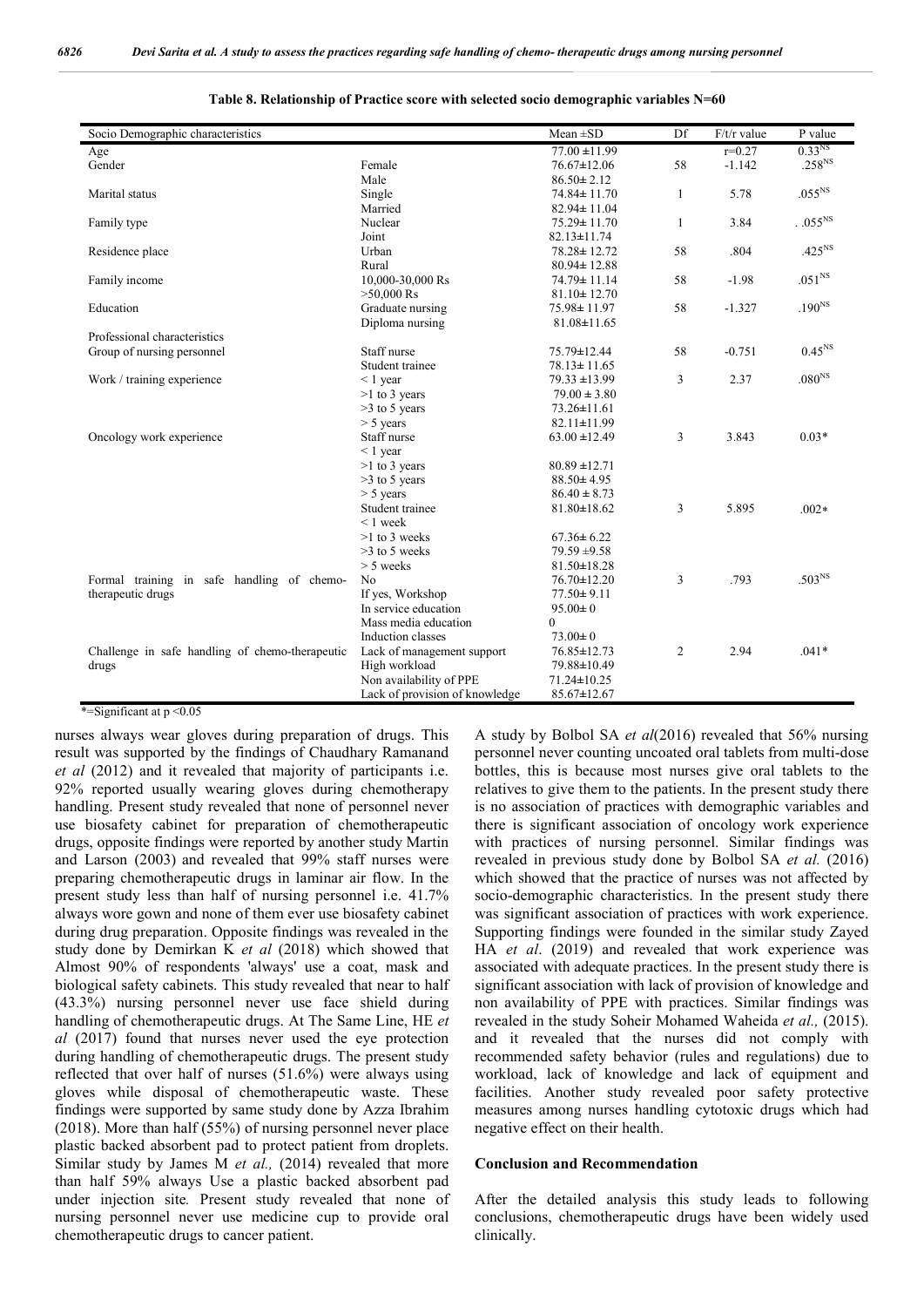**Table 8. Relationship of Practice score with selected socio demographic variables N=60**

| Socio Demographic characteristics | | Mean ±SD | Df | F/t/r value | P value |
|---|---|---|---|---|---|
| Age | | 77.00 ±11.99 | | r=0.27 | 0.33[NS] |
| Gender | Female | 76.67±12.06 | 58 | -1.142 | .258[NS] |
| | Male | 86.50± 2.12 | | | |
| Marital status | Single | 74.84± 11.70 | 1 | 5.78 | .055[NS] |
| | Married | 82.94± 11.04 | | | |
| Family type | Nuclear | 75.29± 11.70 | 1 | 3.84 | . .055[NS] |
| | Joint | 82.13±11.74 | | | |
| Residence place | Urban | 78.28± 12.72 | 58 | .804 | .425[NS] |
| | Rural | 80.94± 12.88 | | | |
| Family income | 10,000-30,000 Rs | 74.79± 11.14 | 58 | -1.98 | .051[NS] |
| | >50,000 Rs | 81.10± 12.70 | | | |
| Education | Graduate nursing | 75.98± 11.97 | 58 | -1.327 | .190[NS] |
| | Diploma nursing | 81.08±11.65 | | | |
| Professional characteristics | | | | | |
| Group of nursing personnel | Staff nurse | 75.79±12.44 | 58 | -0.751 | 0.45[NS] |
| | Student trainee | 78.13± 11.65 | | | |
| Work / training experience | < 1 year | 79.33 ±13.99 | 3 | 2.37 | .080[NS] |
| | >1 to 3 years | 79.00 ± 3.80 | | | |
| | >3 to 5 years | 73.26±11.61 | | | |
| | > 5 years | 82.11±11.99 | | | |
| Oncology work experience | Staff nurse | 63.00 ±12.49 | 3 | 3.843 | 0.03* |
| | < 1 year | | | | |
| | >1 to 3 years | 80.89 ±12.71 | | | |
| | >3 to 5 years | 88.50± 4.95 | | | |
| | > 5 years | 86.40 ± 8.73 | | | |
| | Student trainee | 81.80±18.62 | 3 | 5.895 | .002* |
| | < 1 week | | | | |
| | >1 to 3 weeks | 67.36± 6.22 | | | |
| | >3 to 5 weeks | 79.59 ±9.58 | | | |
| | > 5 weeks | 81.50±18.28 | | | |
| Formal training in safe handling of chemo-therapeutic drugs | No | 76.70±12.20 | 3 | .793 | .503[NS] |
| | If yes, Workshop | 77.50± 9.11 | | | |
| | In service education | 95.00± 0 | | | |
| | Mass media education | 0 | | | |
| | Induction classes | 73.00± 0 | | | |
| Challenge in safe handling of chemo-therapeutic drugs | Lack of management support | 76.85±12.73 | 2 | 2.94 | .041* |
| | High workload | 79.88±10.49 | | | |
| | Non availability of PPE | 71.24±10.25 | | | |
| | Lack of provision of knowledge | 85.67±12.67 | | | |

*=Significant at p <0.05

nurses always wear gloves during preparation of drugs. This result was supported by the findings of Chaudhary Ramanand *et al* (2012) and it revealed that majority of participants i.e. 92% reported usually wearing gloves during chemotherapy handling. Present study revealed that none of personnel never use biosafety cabinet for preparation of chemotherapeutic drugs, opposite findings were reported by another study Martin and Larson (2003) and revealed that 99% staff nurses were preparing chemotherapeutic drugs in laminar air flow. In the present study less than half of nursing personnel i.e. 41.7% always wore gown and none of them ever use biosafety cabinet during drug preparation. Opposite findings was revealed in the study done by Demirkan K *et al* (2018) which showed that Almost 90% of respondents 'always' use a coat, mask and biological safety cabinets. This study revealed that near to half (43.3%) nursing personnel never use face shield during handling of chemotherapeutic drugs. At The Same Line, HE *et al* (2017) found that nurses never used the eye protection during handling of chemotherapeutic drugs. The present study reflected that over half of nurses (51.6%) were always using gloves while disposal of chemotherapeutic waste. These findings were supported by same study done by Azza Ibrahim (2018). More than half (55%) of nursing personnel never place plastic backed absorbent pad to protect patient from droplets. Similar study by James M *et al.,* (2014) revealed that more than half 59% always Use a plastic backed absorbent pad under injection site*.* Present study revealed that none of nursing personnel never use medicine cup to provide oral chemotherapeutic drugs to cancer patient.

A study by Bolbol SA *et al*(2016) revealed that 56% nursing personnel never counting uncoated oral tablets from multi-dose bottles, this is because most nurses give oral tablets to the relatives to give them to the patients. In the present study there is no association of practices with demographic variables and there is significant association of oncology work experience with practices of nursing personnel. Similar findings was revealed in previous study done by Bolbol SA *et al.* (2016) which showed that the practice of nurses was not affected by socio-demographic characteristics. In the present study there was significant association of practices with work experience. Supporting findings were founded in the similar study Zayed HA *et al*. (2019) and revealed that work experience was associated with adequate practices. In the present study there is significant association with lack of provision of knowledge and non availability of PPE with practices. Similar findings was revealed in the study Soheir Mohamed Waheida *et al.,* (2015). and it revealed that the nurses did not comply with recommended safety behavior (rules and regulations) due to workload, lack of knowledge and lack of equipment and facilities. Another study revealed poor safety protective measures among nurses handling cytotoxic drugs which had negative effect on their health.

## Conclusion and Recommendation

After the detailed analysis this study leads to following conclusions, chemotherapeutic drugs have been widely used clinically.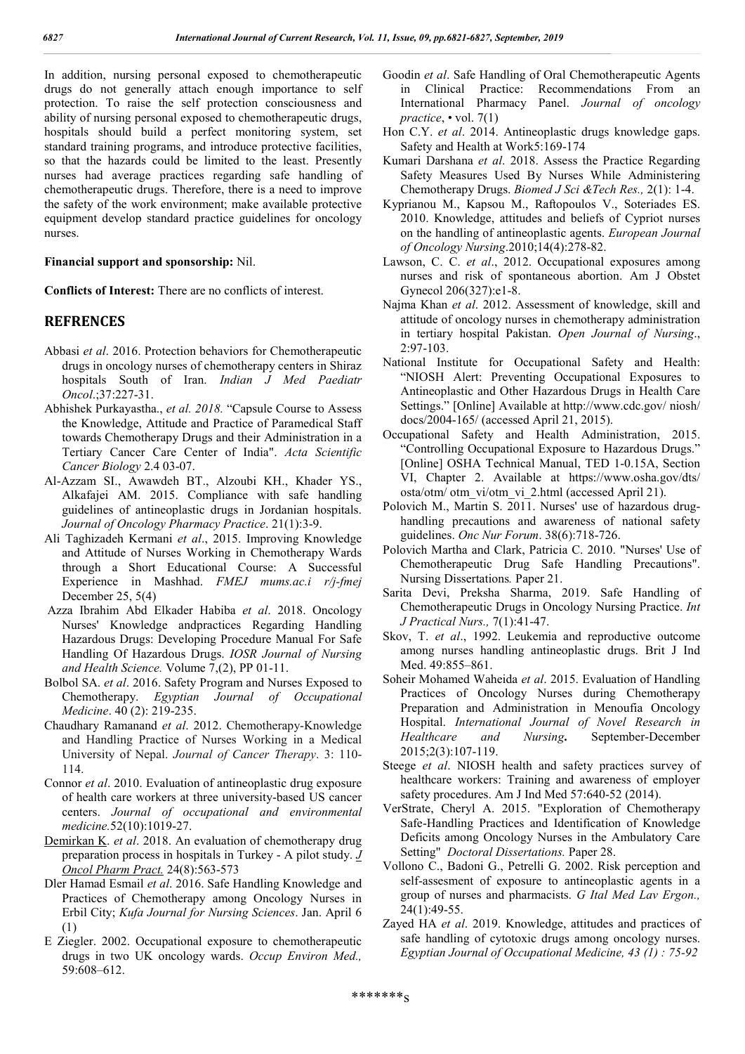In addition, nursing personal exposed to chemotherapeutic drugs do not generally attach enough importance to self protection. To raise the self protection consciousness and ability of nursing personal exposed to chemotherapeutic drugs, hospitals should build a perfect monitoring system, set standard training programs, and introduce protective facilities, so that the hazards could be limited to the least. Presently nurses had average practices regarding safe handling of chemotherapeutic drugs. Therefore, there is a need to improve the safety of the work environment; make available protective equipment develop standard practice guidelines for oncology nurses.

**Financial support and sponsorship:** Nil.

**Conflicts of Interest:** There are no conflicts of interest.

## REFRENCES

Abbasi *et al*. 2016. Protection behaviors for Chemotherapeutic drugs in oncology nurses of chemotherapy centers in Shiraz hospitals South of Iran. *Indian J Med Paediatr Oncol*.;37:227-31.

Abhishek Purkayastha., *et al. 2018.* "Capsule Course to Assess the Knowledge, Attitude and Practice of Paramedical Staff towards Chemotherapy Drugs and their Administration in a Tertiary Cancer Care Center of India". *Acta Scientific Cancer Biology* 2.4 03-07.

Al-Azzam SI., Awawdeh BT., Alzoubi KH., Khader YS., Alkafajei AM. 2015. Compliance with safe handling guidelines of antineoplastic drugs in Jordanian hospitals. *Journal of Oncology Pharmacy Practice*. 21(1):3-9.

Ali Taghizadeh Kermani *et al*., 2015. Improving Knowledge and Attitude of Nurses Working in Chemotherapy Wards through a Short Educational Course: A Successful Experience in Mashhad. *FMEJ mums.ac.i r/j-fmej* December 25, 5(4)

Azza Ibrahim Abd Elkader Habiba *et al*. 2018. Oncology Nurses' Knowledge andpractices Regarding Handling Hazardous Drugs: Developing Procedure Manual For Safe Handling Of Hazardous Drugs. *IOSR Journal of Nursing and Health Science.* Volume 7,(2), PP 01-11.

Bolbol SA. *et al*. 2016. Safety Program and Nurses Exposed to Chemotherapy. *Egyptian Journal of Occupational Medicine*. 40 (2): 219-235.

Chaudhary Ramanand *et al*. 2012. Chemotherapy-Knowledge and Handling Practice of Nurses Working in a Medical University of Nepal. *Journal of Cancer Therapy*. 3: 110-114.

Connor *et al*. 2010. Evaluation of antineoplastic drug exposure of health care workers at three university-based US cancer centers. *Journal of occupational and environmental medicine.*52(10):1019-27.

Demirkan K. *et al*. 2018. An evaluation of chemotherapy drug preparation process in hospitals in Turkey - A pilot study. *J Oncol Pharm Pract.* 24(8):563-573

Dler Hamad Esmail *et al*. 2016. Safe Handling Knowledge and Practices of Chemotherapy among Oncology Nurses in Erbil City; *Kufa Journal for Nursing Sciences*. Jan. April 6 (1)

E Ziegler. 2002. Occupational exposure to chemotherapeutic drugs in two UK oncology wards. *Occup Environ Med.,* 59:608–612.

Goodin *et al*. Safe Handling of Oral Chemotherapeutic Agents in Clinical Practice: Recommendations From an International Pharmacy Panel. *Journal of oncology practice*, • vol. 7(1)

Hon C.Y. *et al*. 2014. Antineoplastic drugs knowledge gaps. Safety and Health at Work5:169-174

Kumari Darshana *et al*. 2018. Assess the Practice Regarding Safety Measures Used By Nurses While Administering Chemotherapy Drugs. *Biomed J Sci &Tech Res.,* 2(1): 1-4.

Kyprianou M., Kapsou M., Raftopoulos V., Soteriades ES. 2010. Knowledge, attitudes and beliefs of Cypriot nurses on the handling of antineoplastic agents. *European Journal of Oncology Nursing*.2010;14(4):278-82.

Lawson, C. C. *et al*., 2012. Occupational exposures among nurses and risk of spontaneous abortion. Am J Obstet Gynecol 206(327):e1-8.

Najma Khan *et al*. 2012. Assessment of knowledge, skill and attitude of oncology nurses in chemotherapy administration in tertiary hospital Pakistan. *Open Journal of Nursing*., 2:97-103.

National Institute for Occupational Safety and Health: "NIOSH Alert: Preventing Occupational Exposures to Antineoplastic and Other Hazardous Drugs in Health Care Settings." [Online] Available at http://www.cdc.gov/ niosh/ docs/2004-165/ (accessed April 21, 2015).

Occupational Safety and Health Administration, 2015. "Controlling Occupational Exposure to Hazardous Drugs." [Online] OSHA Technical Manual, TED 1-0.15A, Section VI, Chapter 2. Available at https://www.osha.gov/dts/ osta/otm/ otm_vi/otm_vi_2.html (accessed April 21).

Polovich M., Martin S. 2011. Nurses' use of hazardous drug-handling precautions and awareness of national safety guidelines. *Onc Nur Forum*. 38(6):718-726.

Polovich Martha and Clark, Patricia C. 2010. "Nurses' Use of Chemotherapeutic Drug Safe Handling Precautions". Nursing Dissertations*.* Paper 21.

Sarita Devi, Preksha Sharma, 2019. Safe Handling of Chemotherapeutic Drugs in Oncology Nursing Practice. *Int J Practical Nurs.,* 7(1):41-47.

Skov, T. *et al*., 1992. Leukemia and reproductive outcome among nurses handling antineoplastic drugs. Brit J Ind Med. 49:855–861.

Soheir Mohamed Waheida *et al*. 2015. Evaluation of Handling Practices of Oncology Nurses during Chemotherapy Preparation and Administration in Menoufia Oncology Hospital. *International Journal of Novel Research in Healthcare and Nursing***.** September-December 2015;2(3):107-119.

Steege *et al*. NIOSH health and safety practices survey of healthcare workers: Training and awareness of employer safety procedures. Am J Ind Med 57:640-52 (2014).

VerStrate, Cheryl A. 2015. "Exploration of Chemotherapy Safe-Handling Practices and Identification of Knowledge Deficits among Oncology Nurses in the Ambulatory Care Setting" *Doctoral Dissertations.* Paper 28.

Vollono C., Badoni G., Petrelli G. 2002. Risk perception and self-assesment of exposure to antineoplastic agents in a group of nurses and pharmacists. *G Ital Med Lav Ergon.,* 24(1):49-55.

Zayed HA *et al*. 2019. Knowledge, attitudes and practices of safe handling of cytotoxic drugs among oncology nurses. *Egyptian Journal of Occupational Medicine, 43 (1) : 75-92*

*******